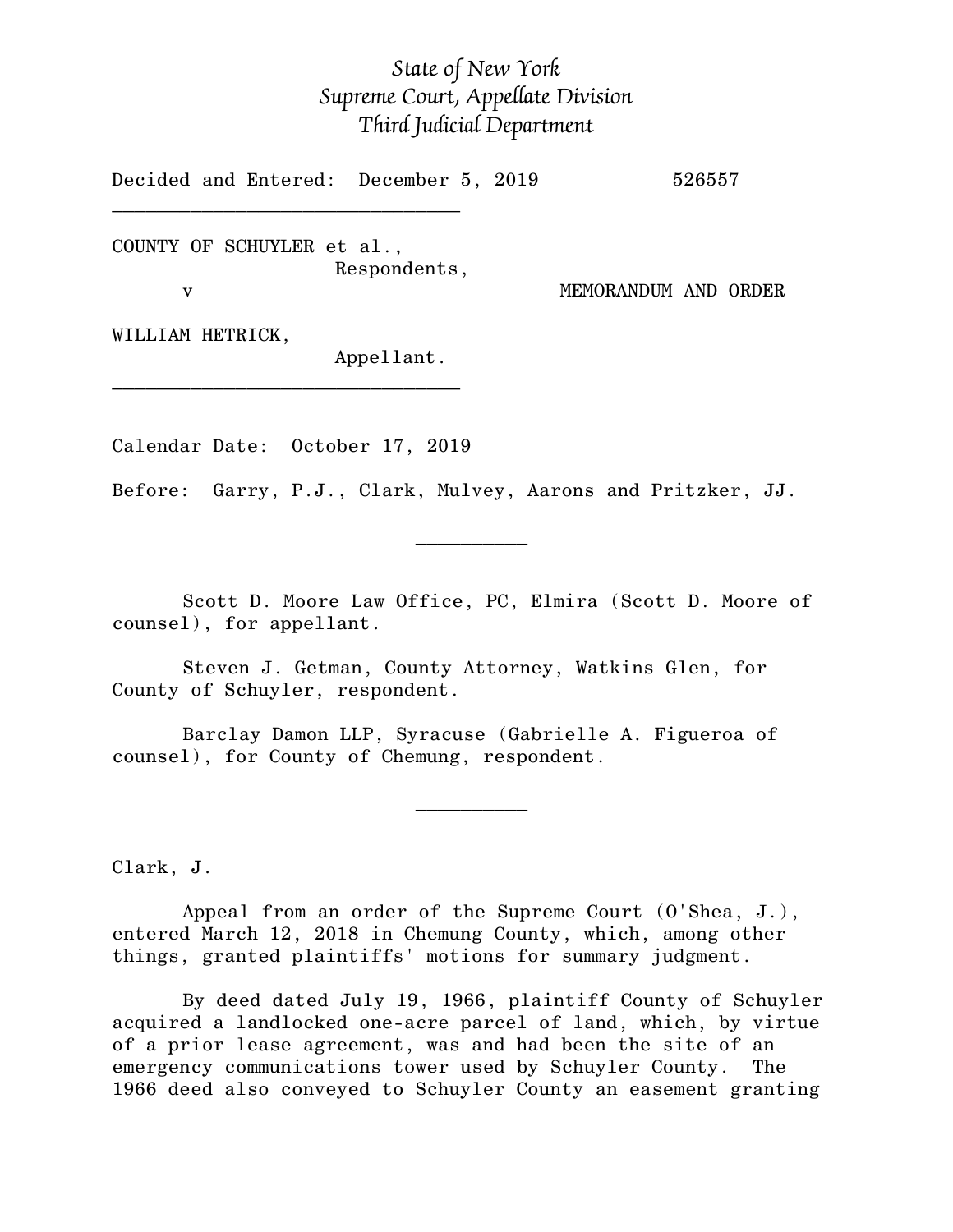*State of New York*
*Supreme Court, Appellate Division*
*Third Judicial Department*

Decided and Entered: December 5, 2019 526557

---

COUNTY OF SCHUYLER et al.,
Respondents,

v MEMORANDUM AND ORDER

WILLIAM HETRICK,
Appellant.

---

Calendar Date: October 17, 2019

Before: Garry, P.J., Clark, Mulvey, Aarons and Pritzker, JJ.

---

Scott D. Moore Law Office, PC, Elmira (Scott D. Moore of counsel), for appellant.

Steven J. Getman, County Attorney, Watkins Glen, for County of Schuyler, respondent.

Barclay Damon LLP, Syracuse (Gabrielle A. Figueroa of counsel), for County of Chemung, respondent.

---

Clark, J.

Appeal from an order of the Supreme Court (O'Shea, J.), entered March 12, 2018 in Chemung County, which, among other things, granted plaintiffs' motions for summary judgment.

By deed dated July 19, 1966, plaintiff County of Schuyler acquired a landlocked one-acre parcel of land, which, by virtue of a prior lease agreement, was and had been the site of an emergency communications tower used by Schuyler County. The 1966 deed also conveyed to Schuyler County an easement granting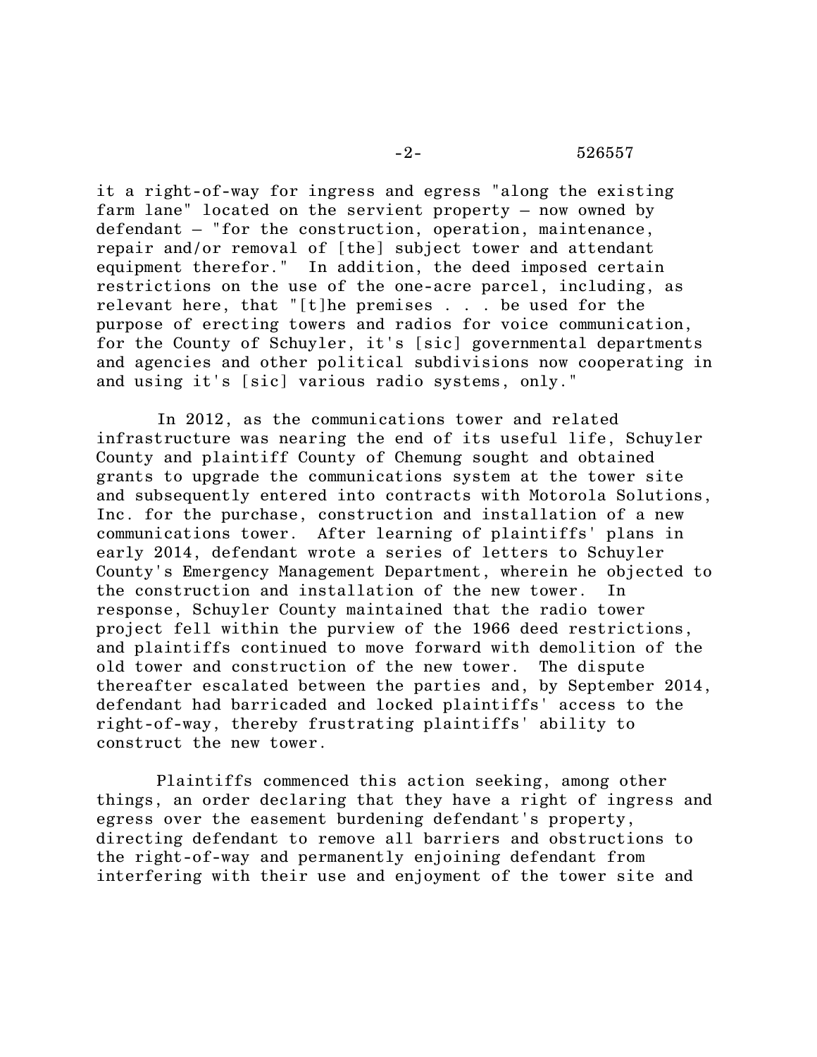it a right-of-way for ingress and egress "along the existing farm lane" located on the servient property – now owned by defendant – "for the construction, operation, maintenance, repair and/or removal of [the] subject tower and attendant equipment therefor." In addition, the deed imposed certain restrictions on the use of the one-acre parcel, including, as relevant here, that "[t]he premises . . . be used for the purpose of erecting towers and radios for voice communication, for the County of Schuyler, it's [sic] governmental departments and agencies and other political subdivisions now cooperating in and using it's [sic] various radio systems, only."

In 2012, as the communications tower and related infrastructure was nearing the end of its useful life, Schuyler County and plaintiff County of Chemung sought and obtained grants to upgrade the communications system at the tower site and subsequently entered into contracts with Motorola Solutions, Inc. for the purchase, construction and installation of a new communications tower. After learning of plaintiffs' plans in early 2014, defendant wrote a series of letters to Schuyler County's Emergency Management Department, wherein he objected to the construction and installation of the new tower. In response, Schuyler County maintained that the radio tower project fell within the purview of the 1966 deed restrictions, and plaintiffs continued to move forward with demolition of the old tower and construction of the new tower. The dispute thereafter escalated between the parties and, by September 2014, defendant had barricaded and locked plaintiffs' access to the right-of-way, thereby frustrating plaintiffs' ability to construct the new tower.

Plaintiffs commenced this action seeking, among other things, an order declaring that they have a right of ingress and egress over the easement burdening defendant's property, directing defendant to remove all barriers and obstructions to the right-of-way and permanently enjoining defendant from interfering with their use and enjoyment of the tower site and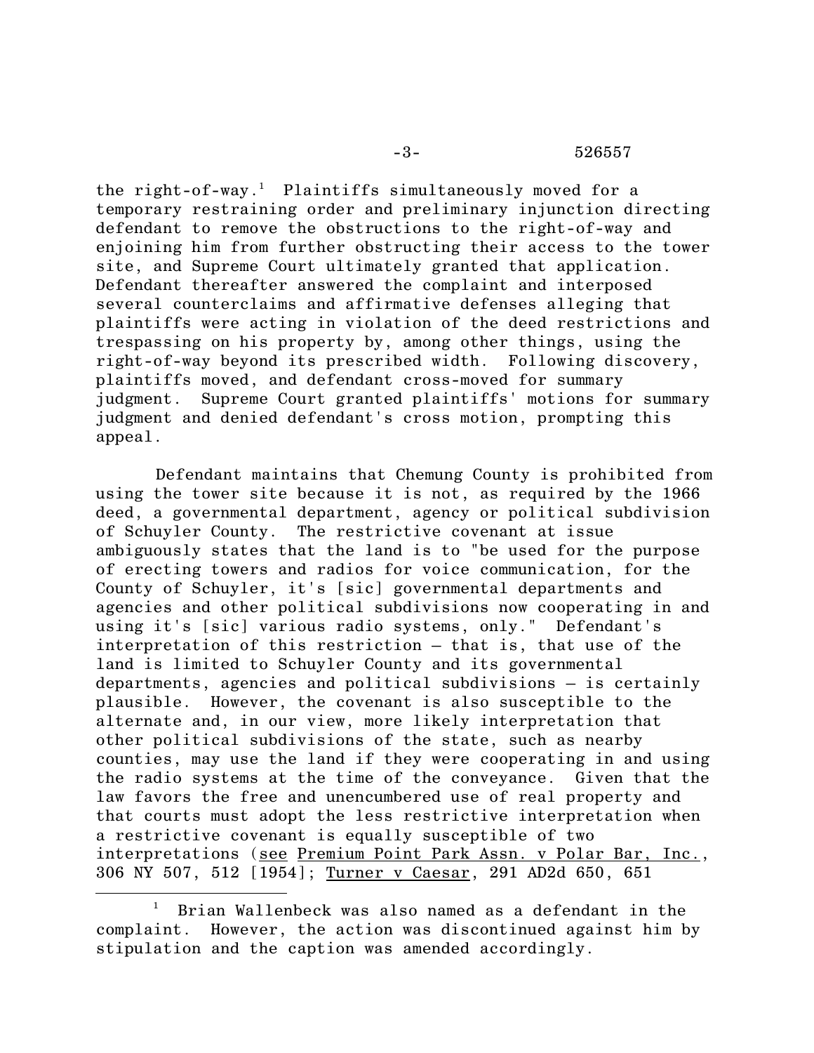the right-of-way.[1] Plaintiffs simultaneously moved for a temporary restraining order and preliminary injunction directing defendant to remove the obstructions to the right-of-way and enjoining him from further obstructing their access to the tower site, and Supreme Court ultimately granted that application. Defendant thereafter answered the complaint and interposed several counterclaims and affirmative defenses alleging that plaintiffs were acting in violation of the deed restrictions and trespassing on his property by, among other things, using the right-of-way beyond its prescribed width. Following discovery, plaintiffs moved, and defendant cross-moved for summary judgment. Supreme Court granted plaintiffs' motions for summary judgment and denied defendant's cross motion, prompting this appeal.

Defendant maintains that Chemung County is prohibited from using the tower site because it is not, as required by the 1966 deed, a governmental department, agency or political subdivision of Schuyler County. The restrictive covenant at issue ambiguously states that the land is to "be used for the purpose of erecting towers and radios for voice communication, for the County of Schuyler, it's [sic] governmental departments and agencies and other political subdivisions now cooperating in and using it's [sic] various radio systems, only." Defendant's interpretation of this restriction – that is, that use of the land is limited to Schuyler County and its governmental departments, agencies and political subdivisions – is certainly plausible. However, the covenant is also susceptible to the alternate and, in our view, more likely interpretation that other political subdivisions of the state, such as nearby counties, may use the land if they were cooperating in and using the radio systems at the time of the conveyance. Given that the law favors the free and unencumbered use of real property and that courts must adopt the less restrictive interpretation when a restrictive covenant is equally susceptible of two interpretations (see Premium Point Park Assn. v Polar Bar, Inc., 306 NY 507, 512 [1954]; Turner v Caesar, 291 AD2d 650, 651

---

[1] Brian Wallenbeck was also named as a defendant in the complaint. However, the action was discontinued against him by stipulation and the caption was amended accordingly.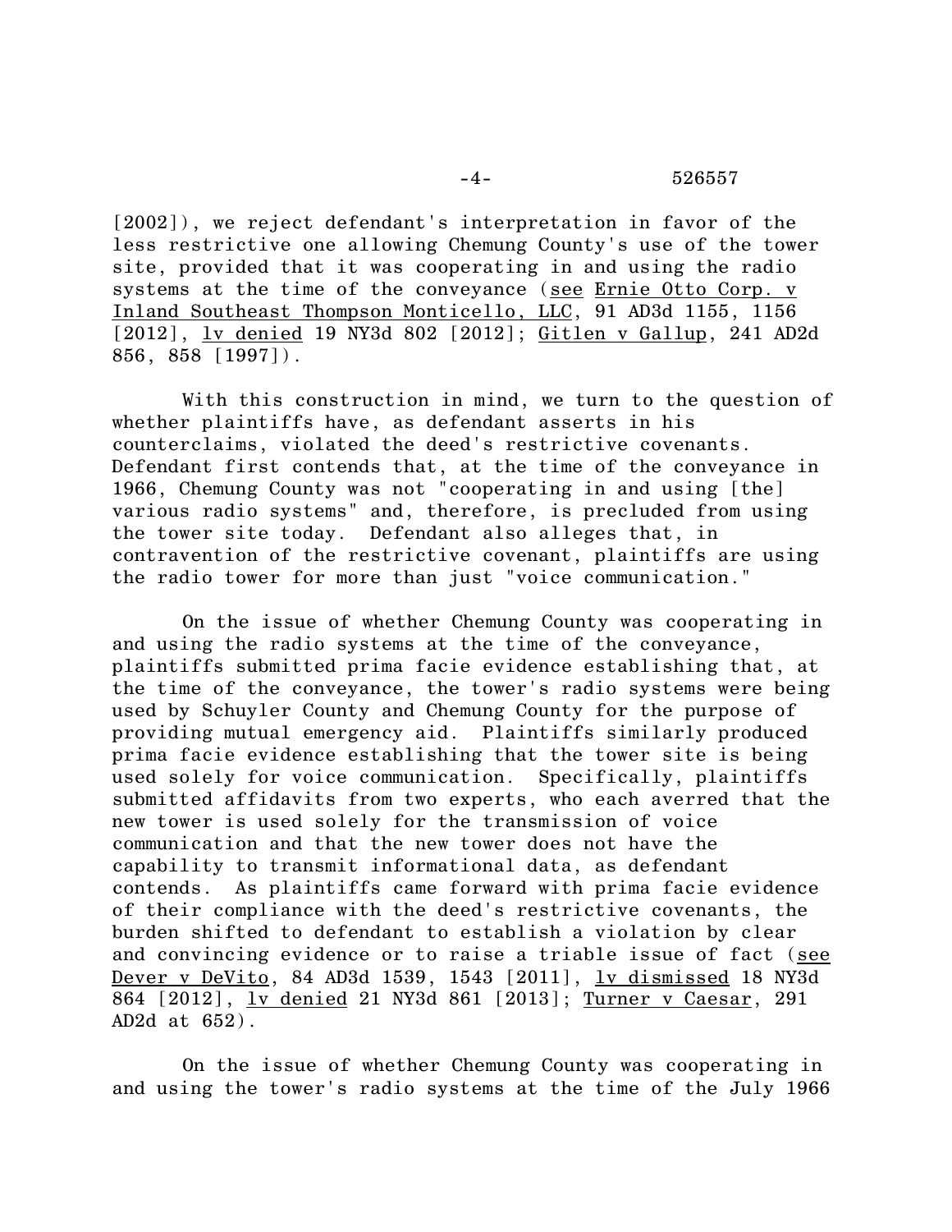[2002]), we reject defendant's interpretation in favor of the less restrictive one allowing Chemung County's use of the tower site, provided that it was cooperating in and using the radio systems at the time of the conveyance (see Ernie Otto Corp. v Inland Southeast Thompson Monticello, LLC, 91 AD3d 1155, 1156 [2012], lv denied 19 NY3d 802 [2012]; Gitlen v Gallup, 241 AD2d 856, 858 [1997]).

With this construction in mind, we turn to the question of whether plaintiffs have, as defendant asserts in his counterclaims, violated the deed's restrictive covenants. Defendant first contends that, at the time of the conveyance in 1966, Chemung County was not "cooperating in and using [the] various radio systems" and, therefore, is precluded from using the tower site today. Defendant also alleges that, in contravention of the restrictive covenant, plaintiffs are using the radio tower for more than just "voice communication."

On the issue of whether Chemung County was cooperating in and using the radio systems at the time of the conveyance, plaintiffs submitted prima facie evidence establishing that, at the time of the conveyance, the tower's radio systems were being used by Schuyler County and Chemung County for the purpose of providing mutual emergency aid. Plaintiffs similarly produced prima facie evidence establishing that the tower site is being used solely for voice communication. Specifically, plaintiffs submitted affidavits from two experts, who each averred that the new tower is used solely for the transmission of voice communication and that the new tower does not have the capability to transmit informational data, as defendant contends. As plaintiffs came forward with prima facie evidence of their compliance with the deed's restrictive covenants, the burden shifted to defendant to establish a violation by clear and convincing evidence or to raise a triable issue of fact (see Dever v DeVito, 84 AD3d 1539, 1543 [2011], lv dismissed 18 NY3d 864 [2012], lv denied 21 NY3d 861 [2013]; Turner v Caesar, 291 AD2d at 652).

On the issue of whether Chemung County was cooperating in and using the tower's radio systems at the time of the July 1966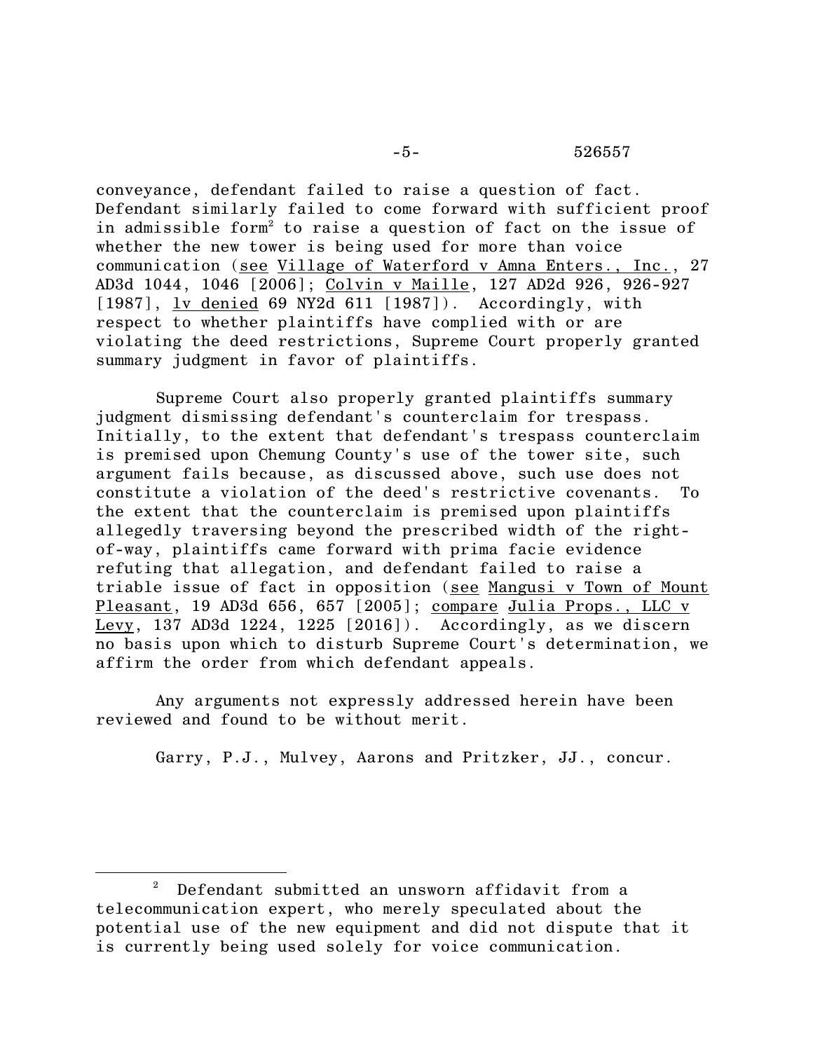conveyance, defendant failed to raise a question of fact. Defendant similarly failed to come forward with sufficient proof in admissible form[2] to raise a question of fact on the issue of whether the new tower is being used for more than voice communication (see Village of Waterford v Amna Enters., Inc., 27 AD3d 1044, 1046 [2006]; Colvin v Maille, 127 AD2d 926, 926-927 [1987], lv denied 69 NY2d 611 [1987]). Accordingly, with respect to whether plaintiffs have complied with or are violating the deed restrictions, Supreme Court properly granted summary judgment in favor of plaintiffs.

Supreme Court also properly granted plaintiffs summary judgment dismissing defendant's counterclaim for trespass. Initially, to the extent that defendant's trespass counterclaim is premised upon Chemung County's use of the tower site, such argument fails because, as discussed above, such use does not constitute a violation of the deed's restrictive covenants. To the extent that the counterclaim is premised upon plaintiffs allegedly traversing beyond the prescribed width of the right-of-way, plaintiffs came forward with prima facie evidence refuting that allegation, and defendant failed to raise a triable issue of fact in opposition (see Mangusi v Town of Mount Pleasant, 19 AD3d 656, 657 [2005]; compare Julia Props., LLC v Levy, 137 AD3d 1224, 1225 [2016]). Accordingly, as we discern no basis upon which to disturb Supreme Court's determination, we affirm the order from which defendant appeals.

Any arguments not expressly addressed herein have been reviewed and found to be without merit.

Garry, P.J., Mulvey, Aarons and Pritzker, JJ., concur.

---

[2] Defendant submitted an unsworn affidavit from a telecommunication expert, who merely speculated about the potential use of the new equipment and did not dispute that it is currently being used solely for voice communication.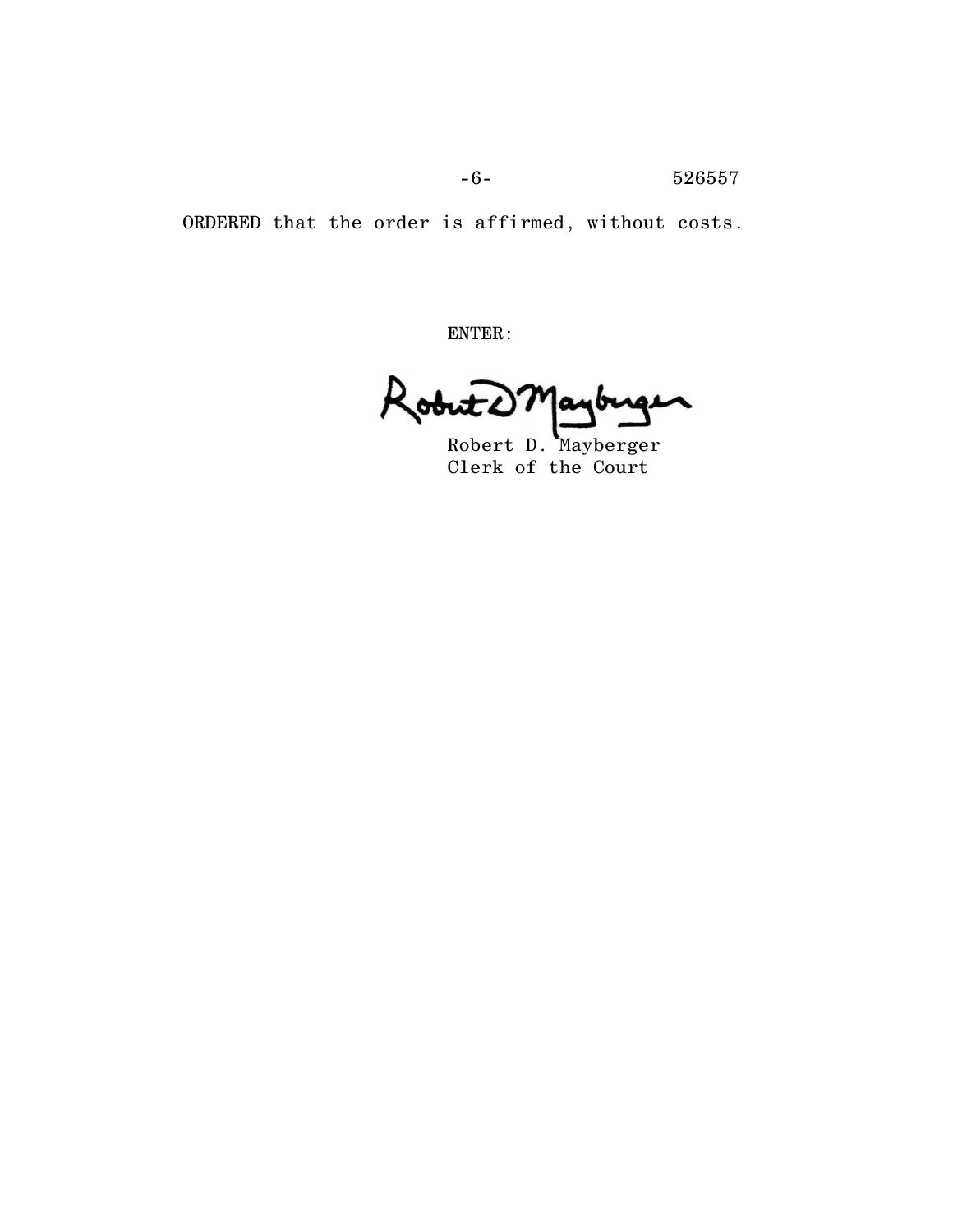ORDERED that the order is affirmed, without costs.

ENTER:

Robert D. Mayberger
Clerk of the Court